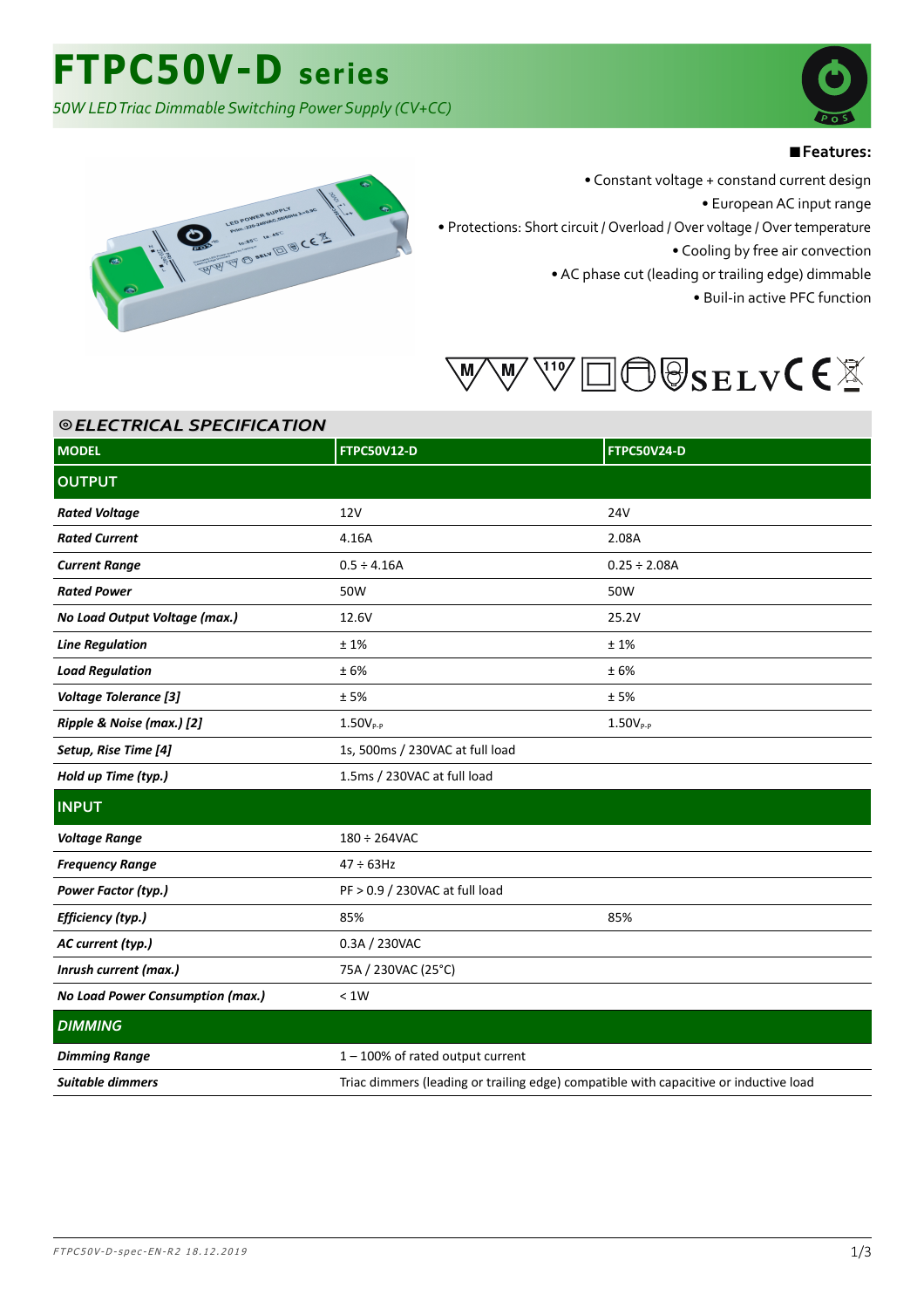# FTPC50V-D series

*50W LED Triac Dimmable Switching Power Supply (CV+CC)*

## ■Features:

- Constant voltage + constant current design
- European AC input range
- Protections: Short circuit / Overload / Over voltage / Over temperature
- Cooling by free air convection
- AC phase cut (leading or trailing edge) dimmable
- Buil-in active PFC function

SELV CE

## ◎ELECTRICAL SPECIFICATION

| MODEL | FTPC50V12-D | FTPC50V24-D |
|---|---|---|
| **OUTPUT** | | |
| ***Rated Voltage*** | 12V | 24V |
| ***Rated Current*** | 4.16A | 2.08A |
| ***Current Range*** | 0.5 ÷ 4.16A | 0.25 ÷ 2.08A |
| ***Rated Power*** | 50W | 50W |
| ***No Load Output Voltage (max.)*** | 12.6V | 25.2V |
| ***Line Regulation*** | ± 1% | ± 1% |
| ***Load Regulation*** | ± 6% | ± 6% |
| ***Voltage Tolerance [3]*** | ± 5% | ± 5% |
| ***Ripple & Noise (max.) [2]*** | $1.50V_{P\text{-}P}$ | $1.50V_{P\text{-}P}$ |
| ***Setup, Rise Time [4]*** | 1s, 500ms / 230VAC at full load | |
| ***Hold up Time (typ.)*** | 1.5ms / 230VAC at full load | |
| **INPUT** | | |
| ***Voltage Range*** | 180 ÷ 264VAC | |
| ***Frequency Range*** | 47 ÷ 63Hz | |
| ***Power Factor (typ.)*** | PF > 0.9 / 230VAC at full load | |
| ***Efficiency (typ.)*** | 85% | 85% |
| ***AC current (typ.)*** | 0.3A / 230VAC | |
| ***Inrush current (max.)*** | 75A / 230VAC (25°C) | |
| ***No Load Power Consumption (max.)*** | < 1W | |
| ***DIMMING*** | | |
| ***Dimming Range*** | 1 – 100% of rated output current | |
| ***Suitable dimmers*** | Triac dimmers (leading or trailing edge) compatible with capacitive or inductive load | |

*FTPC50V-D-spec-EN-R2 18.12.2019*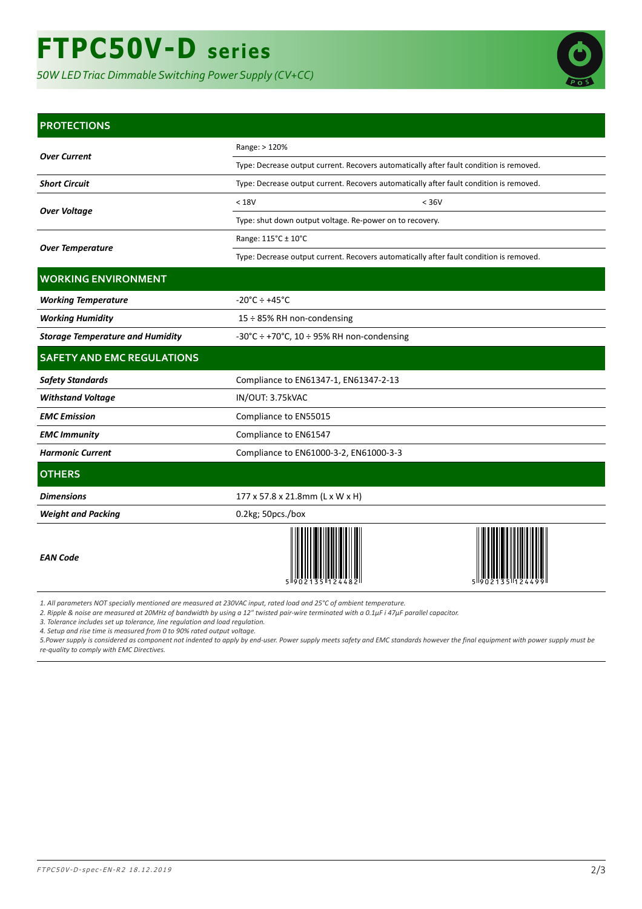# FTPC50V-D series

*50W LED Triac Dimmable Switching Power Supply (CV+CC)*

| PROTECTIONS | | |
|---|---|---|
| ***Over Current*** | Range: > 120% | |
| | Type: Decrease output current. Recovers automatically after fault condition is removed. | |
| ***Short Circuit*** | Type: Decrease output current. Recovers automatically after fault condition is removed. | |
| ***Over Voltage*** | < 18V | < 36V |
| | Type: shut down output voltage. Re-power on to recovery. | |
| ***Over Temperature*** | Range: 115°C ± 10°C | |
| | Type: Decrease output current. Recovers automatically after fault condition is removed. | |
| **WORKING ENVIRONMENT** | | |
| ***Working Temperature*** | -20°C ÷ +45°C | |
| ***Working Humidity*** | 15 ÷ 85% RH non-condensing | |
| ***Storage Temperature and Humidity*** | -30°C ÷ +70°C, 10 ÷ 95% RH non-condensing | |
| **SAFETY AND EMC REGULATIONS** | | |
| ***Safety Standards*** | Compliance to EN61347-1, EN61347-2-13 | |
| ***Withstand Voltage*** | IN/OUT: 3.75kVAC | |
| ***EMC Emission*** | Compliance to EN55015 | |
| ***EMC Immunity*** | Compliance to EN61547 | |
| ***Harmonic Current*** | Compliance to EN61000-3-2, EN61000-3-3 | |
| **OTHERS** | | |
| ***Dimensions*** | 177 x 57.8 x 21.8mm (L x W x H) | |
| ***Weight and Packing*** | 0.2kg; 50pcs./box | |
| ***EAN Code*** | 5902135124482 | 5902135124499 |

*1. All parameters NOT specially mentioned are measured at 230VAC input, rated load and 25°C of ambient temperature.*
*2. Ripple & noise are measured at 20MHz of bandwidth by using a 12" twisted pair-wire terminated with a 0.1µF i 47µF parallel capacitor.*
*3. Tolerance includes set up tolerance, line regulation and load regulation.*
*4. Setup and rise time is measured from 0 to 90% rated output voltage.*
*5.Power supply is considered as component not indented to apply by end-user. Power supply meets safety and EMC standards however the final equipment with power supply must be re-quality to comply with EMC Directives.*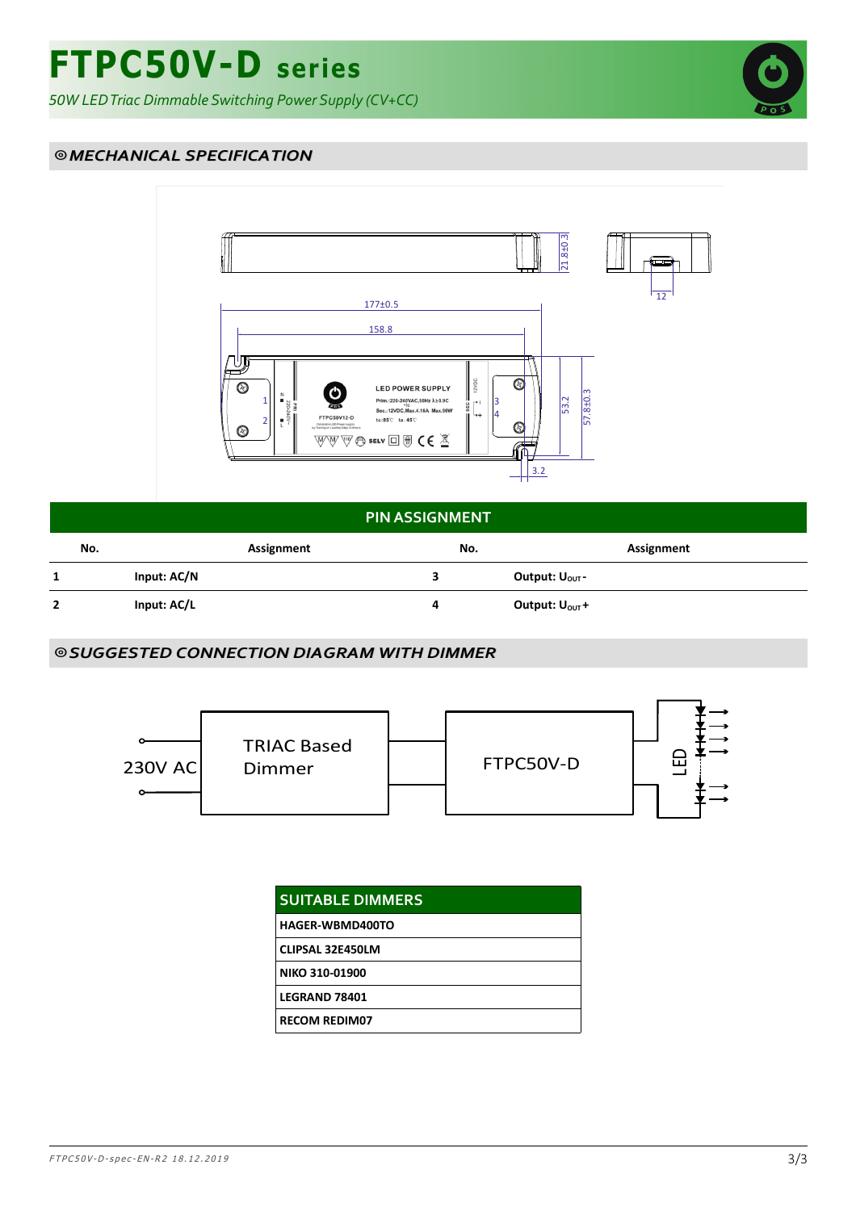# FTPC50V-D series

*50W LED Triac Dimmable Switching Power Supply (CV+CC)*

## ⊚ MECHANICAL SPECIFICATION

21.8±0.3

12

177±0.5

158.8

53.2

57.8±0.3

3.2

1

2

3

4

LED POWER SUPPLY

FTPC50V12-D

### PIN ASSIGNMENT

| No. | Assignment | No. | Assignment |
|---|---|---|---|
| 1 | Input: AC/N | 3 | Output: $U_{OUT}$ - |
| 2 | Input: AC/L | 4 | Output: $U_{OUT}$ + |

## ⊚ SUGGESTED CONNECTION DIAGRAM WITH DIMMER

230V AC

TRIAC Based Dimmer

FTPC50V-D

LED

| SUITABLE DIMMERS |
|---|
| HAGER-WBMD400TO |
| CLIPSAL 32E450LM |
| NIKO 310-01900 |
| LEGRAND 78401 |
| RECOM REDIM07 |

*FTPC50V-D-spec-EN-R2 18.12.2019*